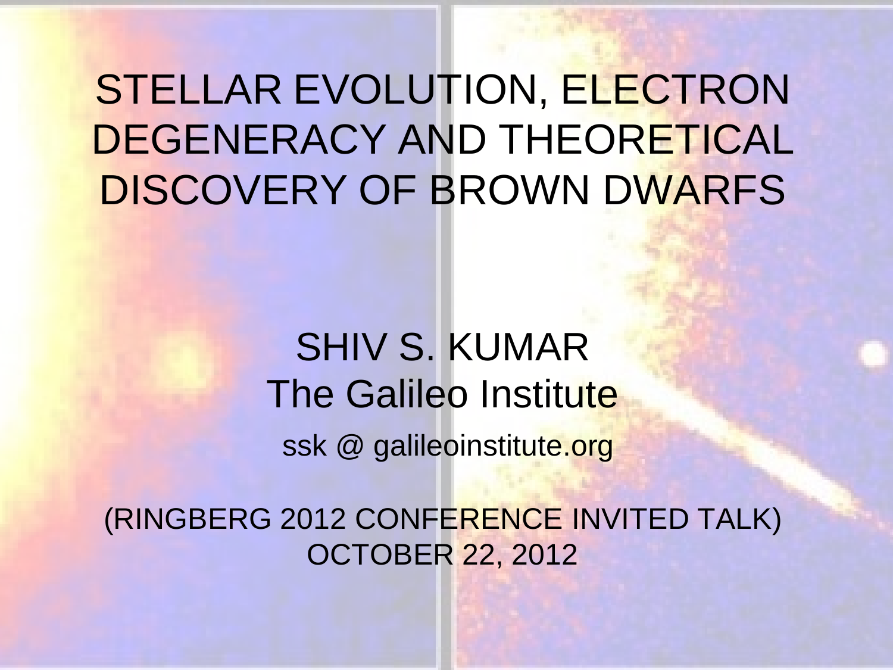# STELLAR EVOLUTION, ELECTRON DEGENERACY AND THEORETICAL DISCOVERY OF BROWN DWARFS

SHIV S. KUMAR

The Galileo Institute

ssk @ galileoinstitute.org

(RINGBERG 2012 CONFERENCE INVITED TALK)

OCTOBER 22, 2012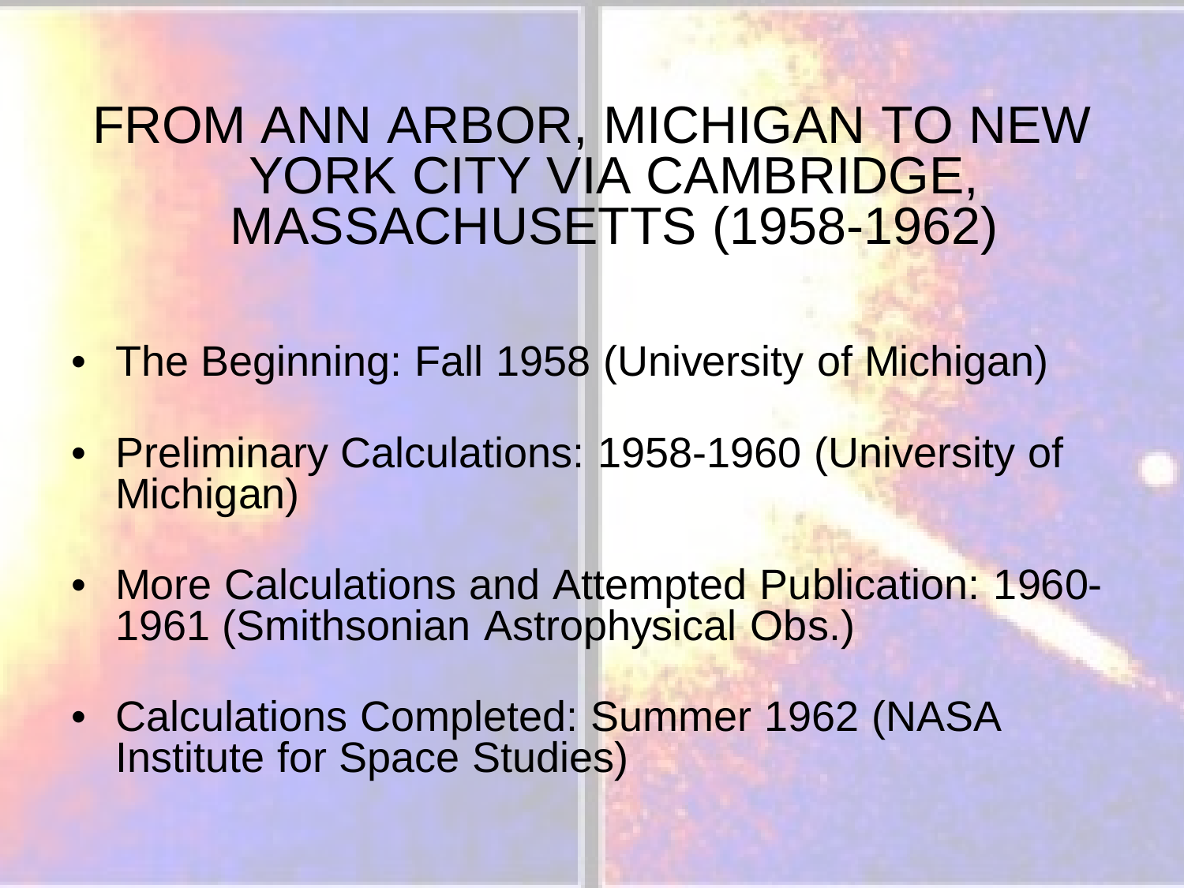# FROM ANN ARBOR, MICHIGAN TO NEW YORK CITY VIA CAMBRIDGE, MASSACHUSETTS (1958-1962)

- The Beginning: Fall 1958 (University of Michigan)
- Preliminary Calculations: 1958-1960 (University of Michigan)
- More Calculations and Attempted Publication: 1960-1961 (Smithsonian Astrophysical Obs.)
- Calculations Completed: Summer 1962 (NASA Institute for Space Studies)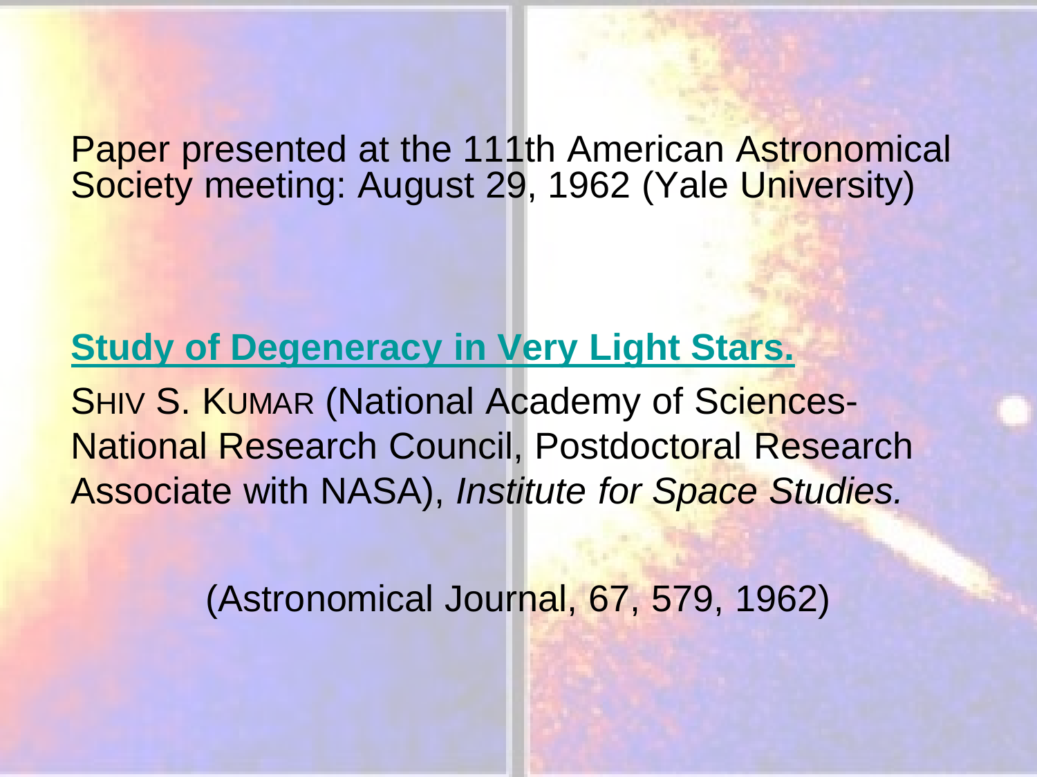Paper presented at the 111th American Astronomical Society meeting: August 29, 1962 (Yale University)

**Study of Degeneracy in Very Light Stars.**

SHIV S. KUMAR (National Academy of Sciences-National Research Council, Postdoctoral Research Associate with NASA), *Institute for Space Studies.*

(Astronomical Journal, 67, 579, 1962)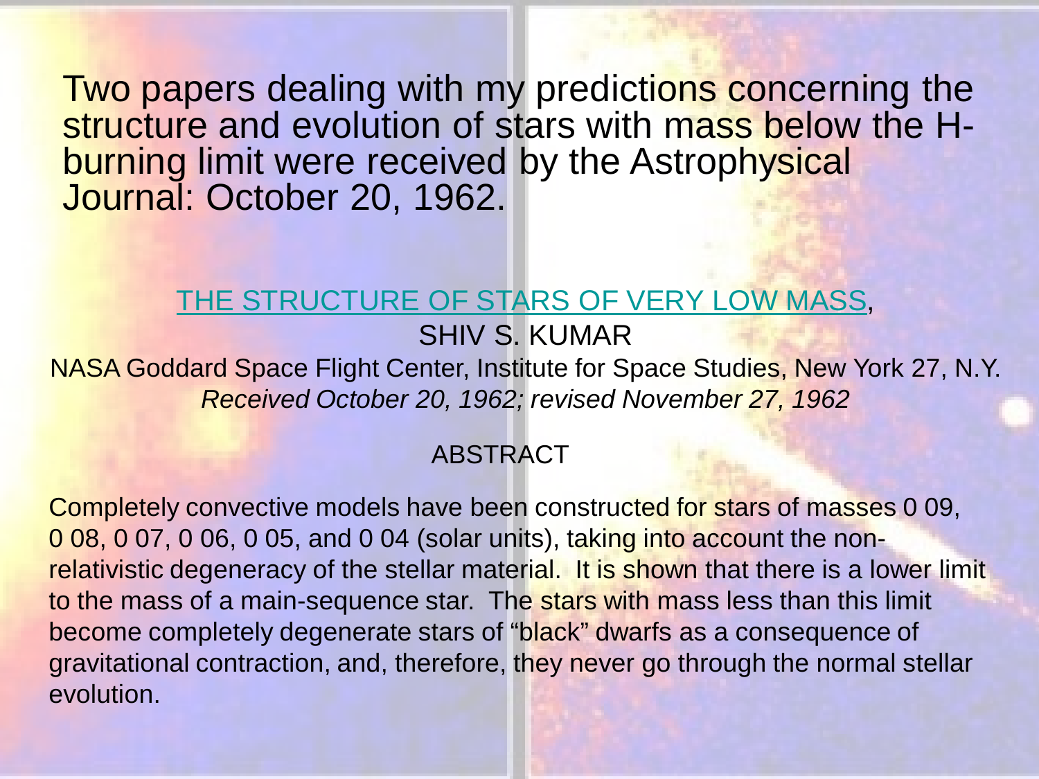Two papers dealing with my predictions concerning the structure and evolution of stars with mass below the H-burning limit were received by the Astrophysical Journal: October 20, 1962.

THE STRUCTURE OF STARS OF VERY LOW MASS,

SHIV S. KUMAR

NASA Goddard Space Flight Center, Institute for Space Studies, New York 27, N.Y.

*Received October 20, 1962; revised November 27, 1962*

ABSTRACT

Completely convective models have been constructed for stars of masses 0 09, 0 08, 0 07, 0 06, 0 05, and 0 04 (solar units), taking into account the non-relativistic degeneracy of the stellar material. It is shown that there is a lower limit to the mass of a main-sequence star. The stars with mass less than this limit become completely degenerate stars of "black" dwarfs as a consequence of gravitational contraction, and, therefore, they never go through the normal stellar evolution.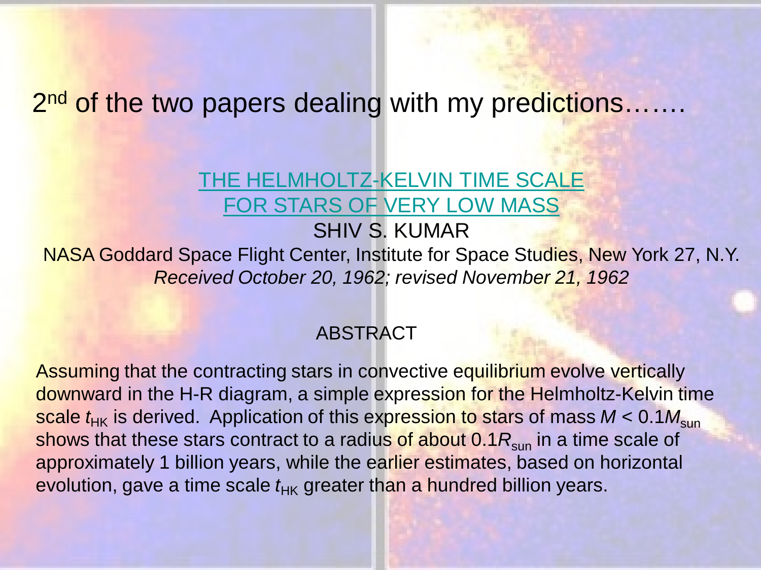2nd of the two papers dealing with my predictions…….

## THE HELMHOLTZ-KELVIN TIME SCALE FOR STARS OF VERY LOW MASS

SHIV S. KUMAR

NASA Goddard Space Flight Center, Institute for Space Studies, New York 27, N.Y.

*Received October 20, 1962; revised November 21, 1962*

### ABSTRACT

Assuming that the contracting stars in convective equilibrium evolve vertically downward in the H-R diagram, a simple expression for the Helmholtz-Kelvin time scale $t_{HK}$ is derived. Application of this expression to stars of mass $M < 0.1M_{sun}$ shows that these stars contract to a radius of about $0.1R_{sun}$ in a time scale of approximately 1 billion years, while the earlier estimates, based on horizontal evolution, gave a time scale $t_{HK}$ greater than a hundred billion years.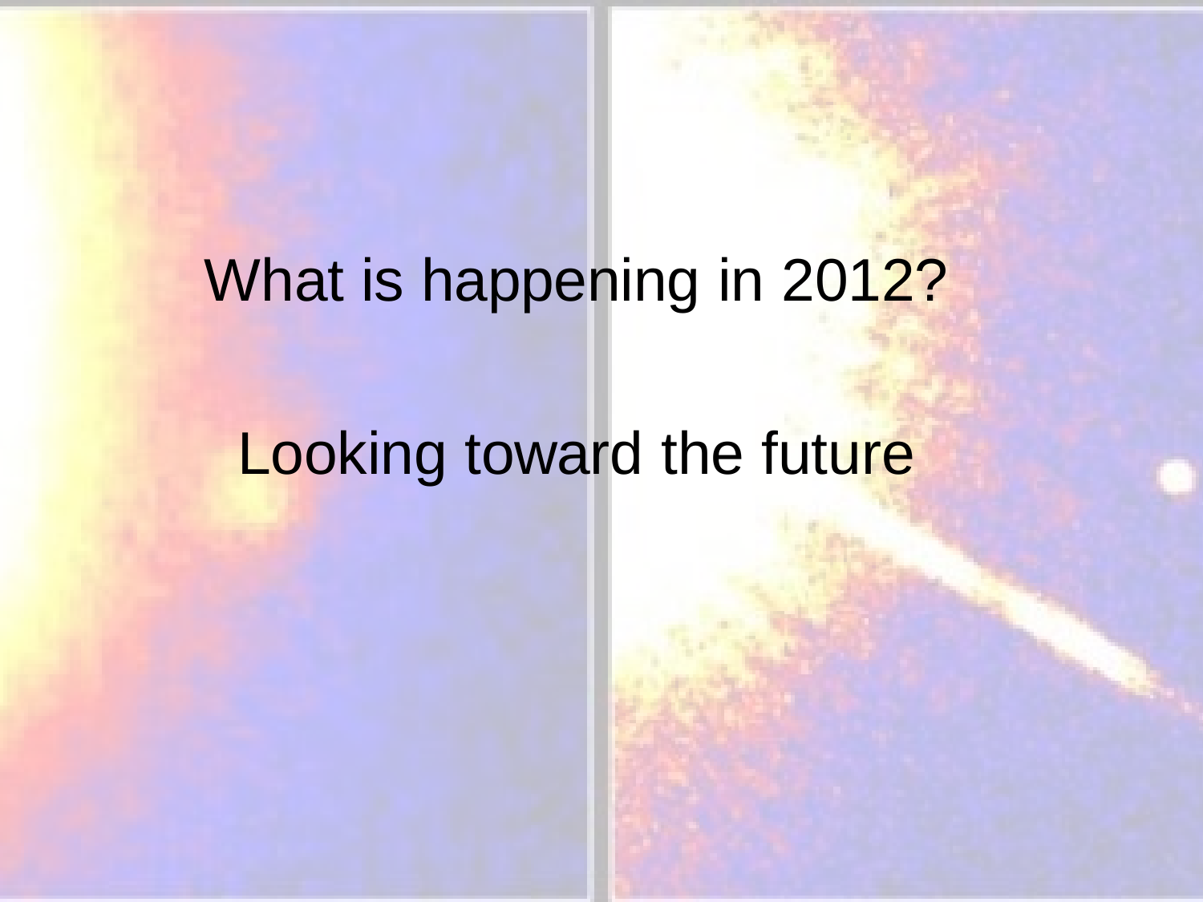What is happening in 2012?

Looking toward the future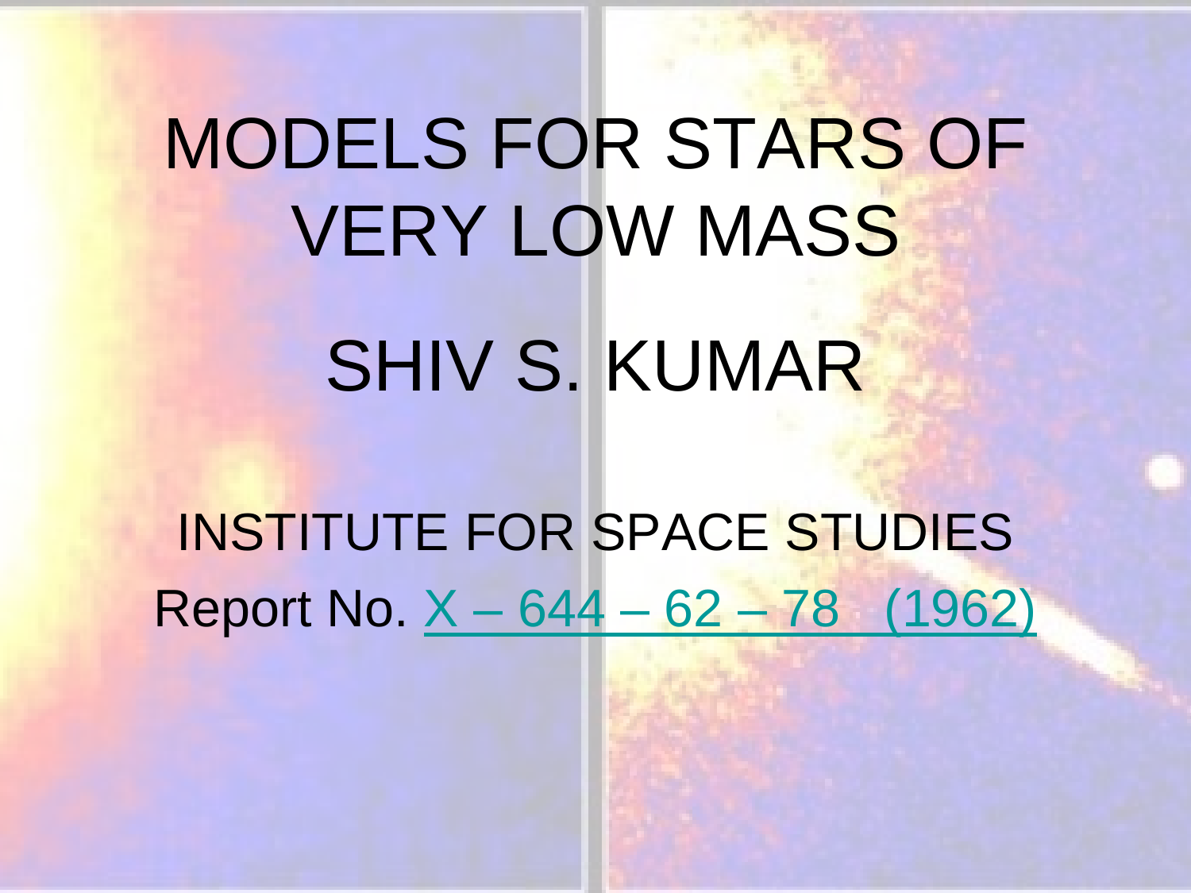# MODELS FOR STARS OF VERY LOW MASS

## SHIV S. KUMAR

INSTITUTE FOR SPACE STUDIES

Report No. X – 644 – 62 – 78 (1962)